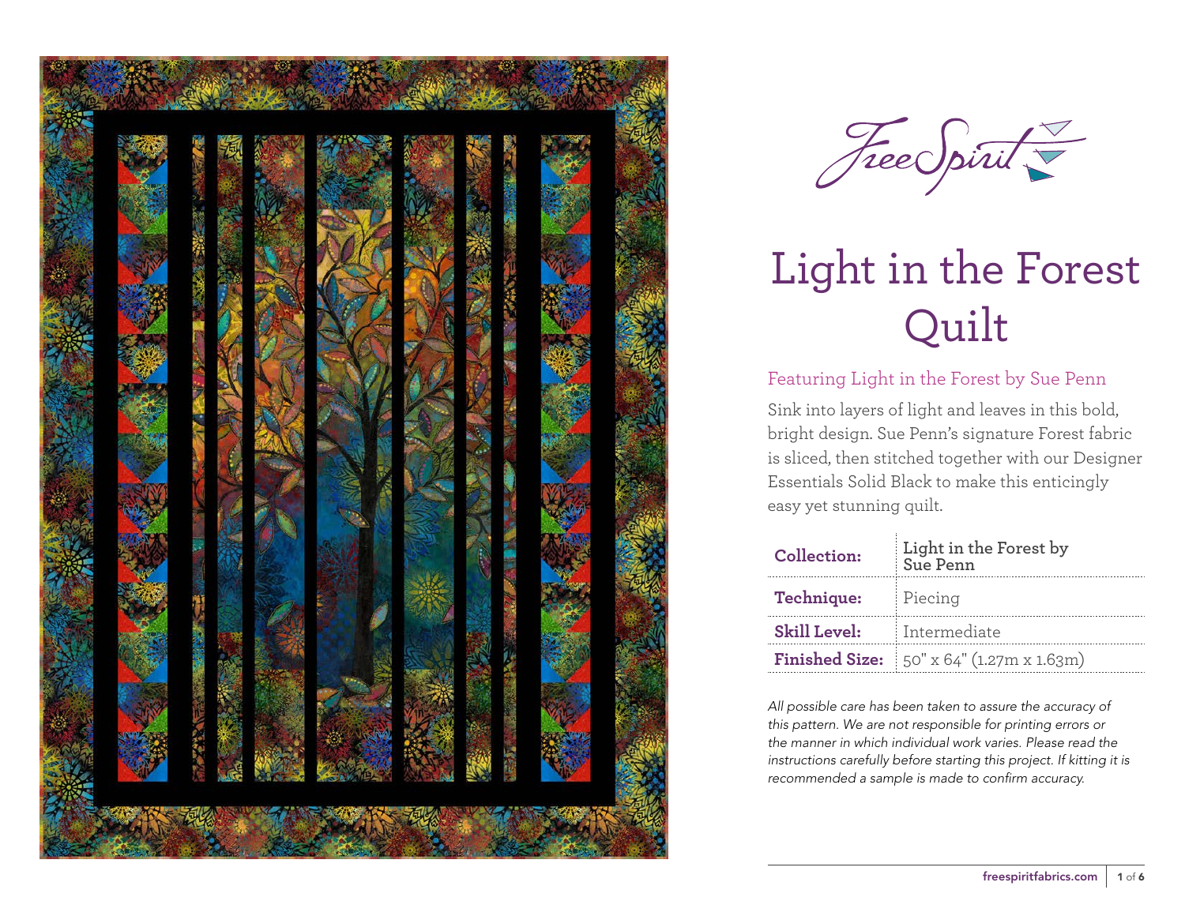FreeSpirit

# Light in the Forest Quilt

Featuring Light in the Forest by Sue Penn

Sink into layers of light and leaves in this bold, bright design. Sue Penn's signature Forest fabric is sliced, then stitched together with our Designer Essentials Solid Black to make this enticingly easy yet stunning quilt.

| | |
|---|---|
| **Collection:** | **Light in the Forest by Sue Penn** |
| **Technique:** | Piecing |
| **Skill Level:** | Intermediate |
| **Finished Size:** | 50" x 64" (1.27m x 1.63m) |

*All possible care has been taken to assure the accuracy of this pattern. We are not responsible for printing errors or the manner in which individual work varies. Please read the instructions carefully before starting this project. If kitting it is recommended a sample is made to confirm accuracy.*

freespiritfabrics.com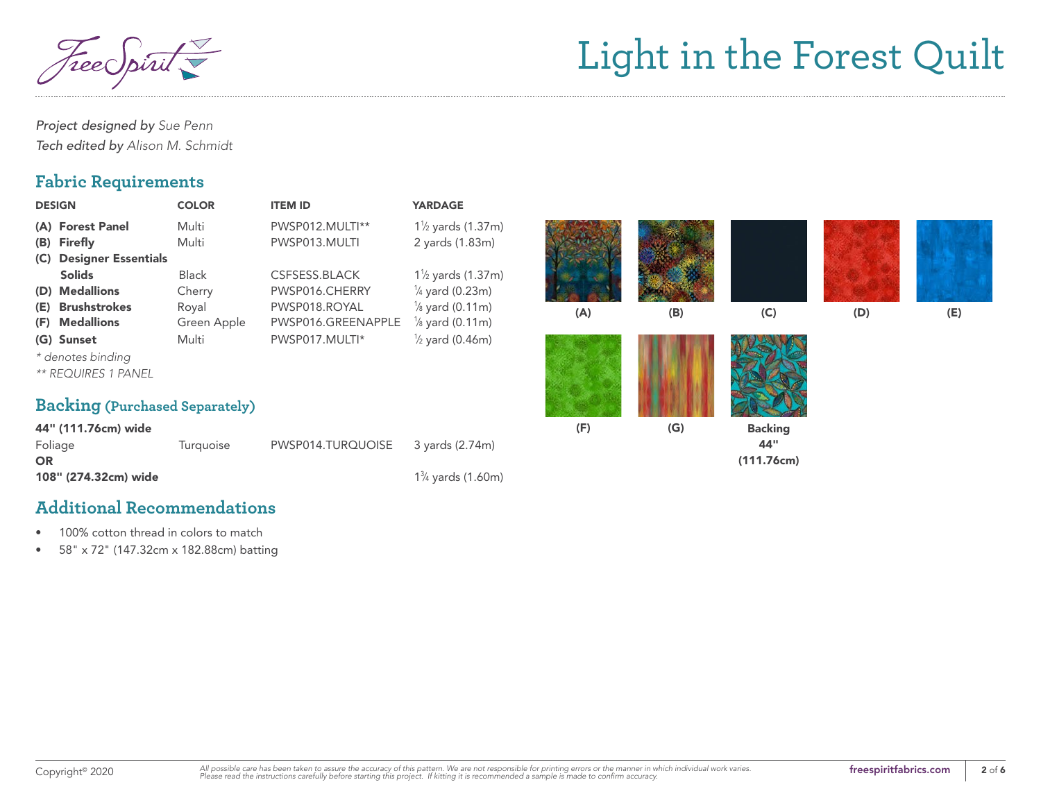# Light in the Forest Quilt

*Project designed by* *Sue Penn*
*Tech edited by* *Alison M. Schmidt*

## Fabric Requirements

| DESIGN | COLOR | ITEM ID | YARDAGE |
|---|---|---|---|
| **(A) Forest Panel** | Multi | PWSP012.MULTI** | 1½ yards (1.37m) |
| **(B) Firefly** | Multi | PWSP013.MULTI | 2 yards (1.83m) |
| **(C) Designer Essentials Solids** | Black | CSFSESS.BLACK | 1½ yards (1.37m) |
| **(D) Medallions** | Cherry | PWSP016.CHERRY | ¼ yard (0.23m) |
| **(E) Brushstrokes** | Royal | PWSP018.ROYAL | ⅛ yard (0.11m) |
| **(F) Medallions** | Green Apple | PWSP016.GREENAPPLE | ⅛ yard (0.11m) |
| **(G) Sunset** | Multi | PWSP017.MULTI* | ½ yard (0.46m) |

*\* denotes binding*
*\*\* REQUIRES 1 PANEL*

## Backing (Purchased Separately)

**44" (111.76cm) wide**

| | | | |
|---|---|---|---|
| Foliage | Turquoise | PWSP014.TURQUOISE | 3 yards (2.74m) |

**OR**

**108" (274.32cm) wide** — 1¾ yards (1.60m)

(A) (B) (C) (D) (E) (F) (G) **Backing 44" (111.76cm)**

## Additional Recommendations

- 100% cotton thread in colors to match
- 58" x 72" (147.32cm x 182.88cm) batting

Copyright© 2020

*All possible care has been taken to assure the accuracy of this pattern. We are not responsible for printing errors or the manner in which individual work varies. Please read the instructions carefully before starting this project. If kitting it is recommended a sample is made to confirm accuracy.*

freespiritfabrics.com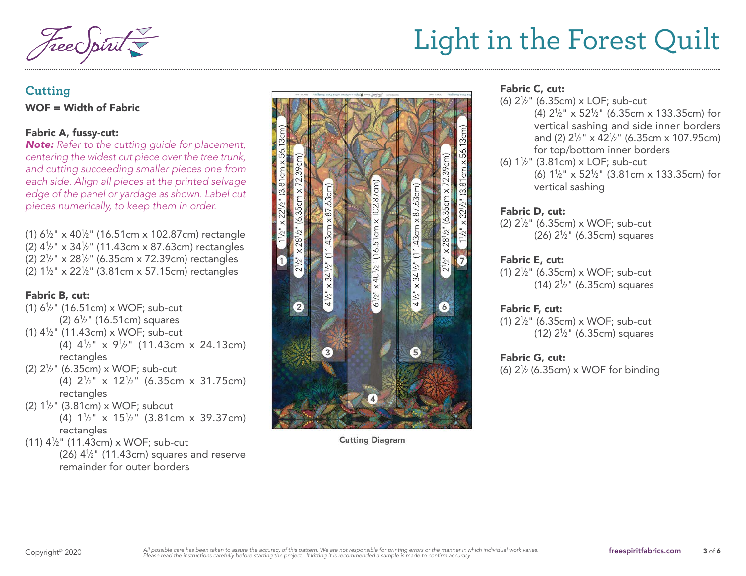# Light in the Forest Quilt

## Cutting

**WOF = Width of Fabric**

### Fabric A, fussy-cut:

***Note:** Refer to the cutting guide for placement, centering the widest cut piece over the tree trunk, and cutting succeeding smaller pieces one from each side. Align all pieces at the printed selvage edge of the panel or yardage as shown. Label cut pieces numerically, to keep them in order.*

(1) 6½" x 40½" (16.51cm x 102.87cm) rectangle
(2) 4½" x 34½" (11.43cm x 87.63cm) rectangles
(2) 2½" x 28½" (6.35cm x 72.39cm) rectangles
(2) 1½" x 22½" (3.81cm x 57.15cm) rectangles

### Fabric B, cut:

(1) 6½" (16.51cm) x WOF; sub-cut
(2) 6½" (16.51cm) squares
(1) 4½" (11.43cm) x WOF; sub-cut
(4) 4½" x 9½" (11.43cm x 24.13cm) rectangles
(2) 2½" (6.35cm) x WOF; sub-cut
(4) 2½" x 12½" (6.35cm x 31.75cm) rectangles
(2) 1½" (3.81cm) x WOF; subcut
(4) 1½" x 15½" (3.81cm x 39.37cm) rectangles
(11) 4½" (11.43cm) x WOF; sub-cut
(26) 4½" (11.43cm) squares and reserve remainder for outer borders

Cutting Diagram

### Fabric C, cut:

(6) 2½" (6.35cm) x LOF; sub-cut
(4) 2½" x 52½" (6.35cm x 133.35cm) for vertical sashing and side inner borders and (2) 2½" x 42½" (6.35cm x 107.95cm) for top/bottom inner borders
(6) 1½" (3.81cm) x LOF; sub-cut
(6) 1½" x 52½" (3.81cm x 133.35cm) for vertical sashing

### Fabric D, cut:

(2) 2½" (6.35cm) x WOF; sub-cut
(26) 2½" (6.35cm) squares

### Fabric E, cut:

(1) 2½" (6.35cm) x WOF; sub-cut
(14) 2½" (6.35cm) squares

### Fabric F, cut:

(1) 2½" (6.35cm) x WOF; sub-cut
(12) 2½" (6.35cm) squares

### Fabric G, cut:

(6) 2½ (6.35cm) x WOF for binding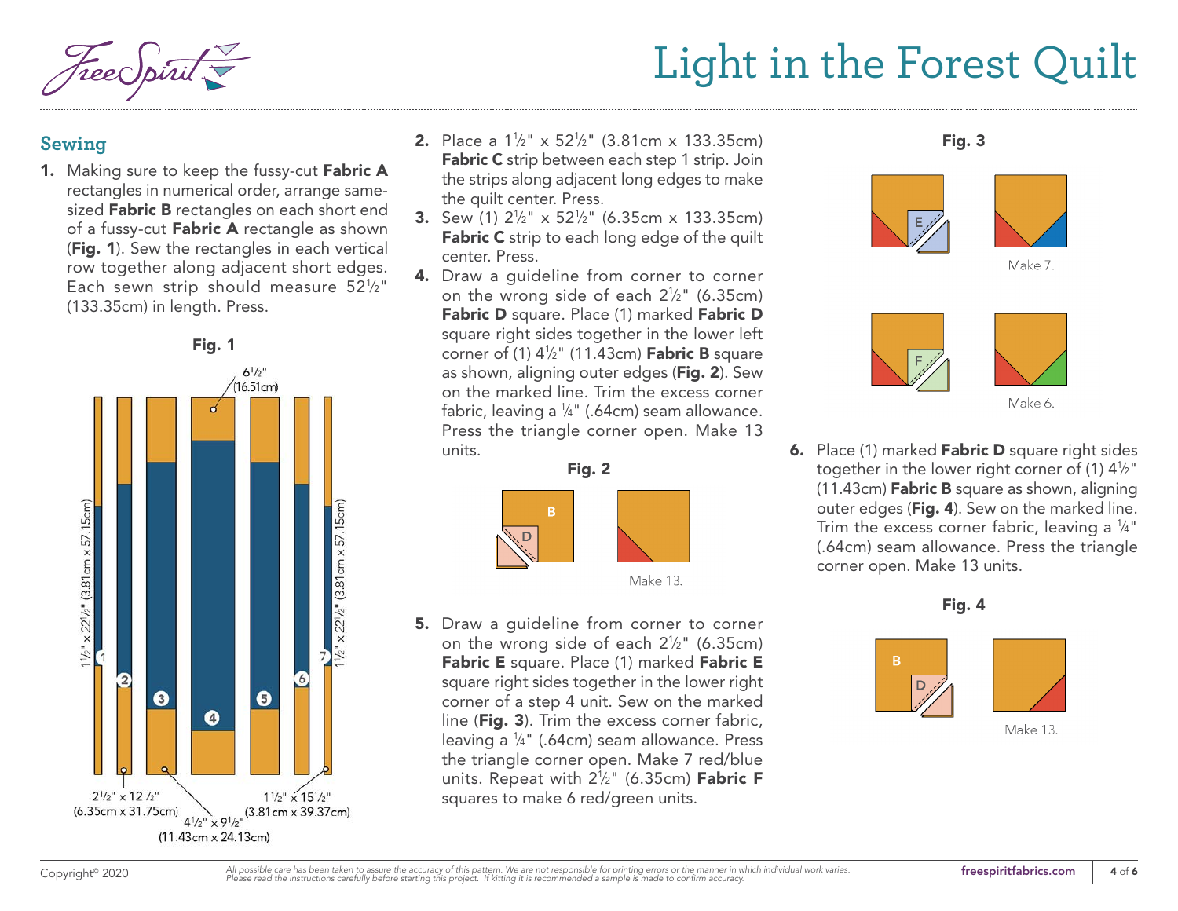## Sewing

1. Making sure to keep the fussy-cut **Fabric A** rectangles in numerical order, arrange same-sized **Fabric B** rectangles on each short end of a fussy-cut **Fabric A** rectangle as shown (**Fig. 1**). Sew the rectangles in each vertical row together along adjacent short edges. Each sewn strip should measure 52½" (133.35cm) in length. Press.

**Fig. 1**

6½" (16.51cm)

1½" x 22½" (3.81cm x 57.15cm)

1½" x 22½" (3.81cm x 57.15cm)

2½" x 12½" (6.35cm x 31.75cm)

4½" x 9½" (11.43cm x 24.13cm)

1½" x 15½" (3.81cm x 39.37cm)

2. Place a 1½" x 52½" (3.81cm x 133.35cm) **Fabric C** strip between each step 1 strip. Join the strips along adjacent long edges to make the quilt center. Press.
3. Sew (1) 2½" x 52½" (6.35cm x 133.35cm) **Fabric C** strip to each long edge of the quilt center. Press.
4. Draw a guideline from corner to corner on the wrong side of each 2½" (6.35cm) **Fabric D** square. Place (1) marked **Fabric D** square right sides together in the lower left corner of (1) 4½" (11.43cm) **Fabric B** square as shown, aligning outer edges (**Fig. 2**). Sew on the marked line. Trim the excess corner fabric, leaving a ¼" (.64cm) seam allowance. Press the triangle corner open. Make 13 units.

**Fig. 2**

Make 13.

5. Draw a guideline from corner to corner on the wrong side of each 2½" (6.35cm) **Fabric E** square. Place (1) marked **Fabric E** square right sides together in the lower right corner of a step 4 unit. Sew on the marked line (**Fig. 3**). Trim the excess corner fabric, leaving a ¼" (.64cm) seam allowance. Press the triangle corner open. Make 7 red/blue units. Repeat with 2½" (6.35cm) **Fabric F** squares to make 6 red/green units.

**Fig. 3**

Make 7.

Make 6.

6. Place (1) marked **Fabric D** square right sides together in the lower right corner of (1) 4½" (11.43cm) **Fabric B** square as shown, aligning outer edges (**Fig. 4**). Sew on the marked line. Trim the excess corner fabric, leaving a ¼" (.64cm) seam allowance. Press the triangle corner open. Make 13 units.

**Fig. 4**

Make 13.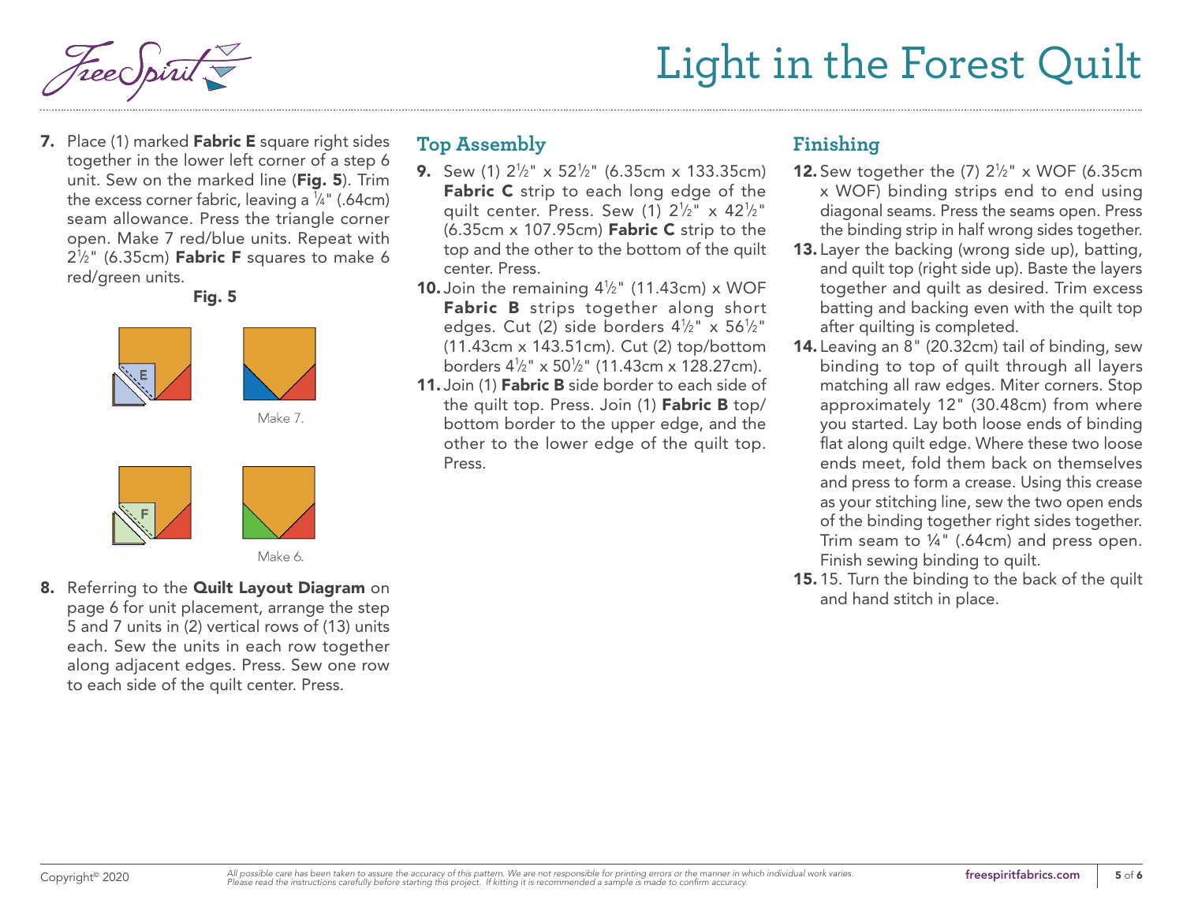7. Place (1) marked **Fabric E** square right sides together in the lower left corner of a step 6 unit. Sew on the marked line (**Fig. 5**). Trim the excess corner fabric, leaving a ¼" (.64cm) seam allowance. Press the triangle corner open. Make 7 red/blue units. Repeat with 2½" (6.35cm) **Fabric F** squares to make 6 red/green units.

**Fig. 5**

E

Make 7.

F

Make 6.

8. Referring to the **Quilt Layout Diagram** on page 6 for unit placement, arrange the step 5 and 7 units in (2) vertical rows of (13) units each. Sew the units in each row together along adjacent edges. Press. Sew one row to each side of the quilt center. Press.

## Top Assembly

9. Sew (1) 2½" x 52½" (6.35cm x 133.35cm) **Fabric C** strip to each long edge of the quilt center. Press. Sew (1) 2½" x 42½" (6.35cm x 107.95cm) **Fabric C** strip to the top and the other to the bottom of the quilt center. Press.

10. Join the remaining 4½" (11.43cm) x WOF **Fabric B** strips together along short edges. Cut (2) side borders 4½" x 56½" (11.43cm x 143.51cm). Cut (2) top/bottom borders 4½" x 50½" (11.43cm x 128.27cm).

11. Join (1) **Fabric B** side border to each side of the quilt top. Press. Join (1) **Fabric B** top/bottom border to the upper edge, and the other to the lower edge of the quilt top. Press.

## Finishing

12. Sew together the (7) 2½" x WOF (6.35cm x WOF) binding strips end to end using diagonal seams. Press the seams open. Press the binding strip in half wrong sides together.

13. Layer the backing (wrong side up), batting, and quilt top (right side up). Baste the layers together and quilt as desired. Trim excess batting and backing even with the quilt top after quilting is completed.

14. Leaving an 8" (20.32cm) tail of binding, sew binding to top of quilt through all layers matching all raw edges. Miter corners. Stop approximately 12" (30.48cm) from where you started. Lay both loose ends of binding flat along quilt edge. Where these two loose ends meet, fold them back on themselves and press to form a crease. Using this crease as your stitching line, sew the two open ends of the binding together right sides together. Trim seam to ¼" (.64cm) and press open. Finish sewing binding to quilt.

15. 15. Turn the binding to the back of the quilt and hand stitch in place.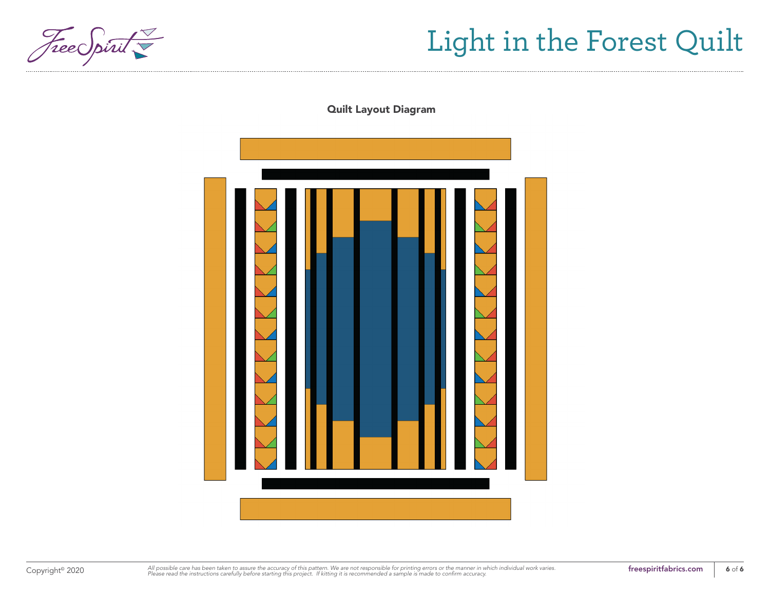# Light in the Forest Quilt

## Quilt Layout Diagram

Copyright© 2020

*All possible care has been taken to assure the accuracy of this pattern. We are not responsible for printing errors or the manner in which individual work varies. Please read the instructions carefully before starting this project. If kitting it is recommended a sample is made to confirm accuracy.*

**freespiritfabrics.com**